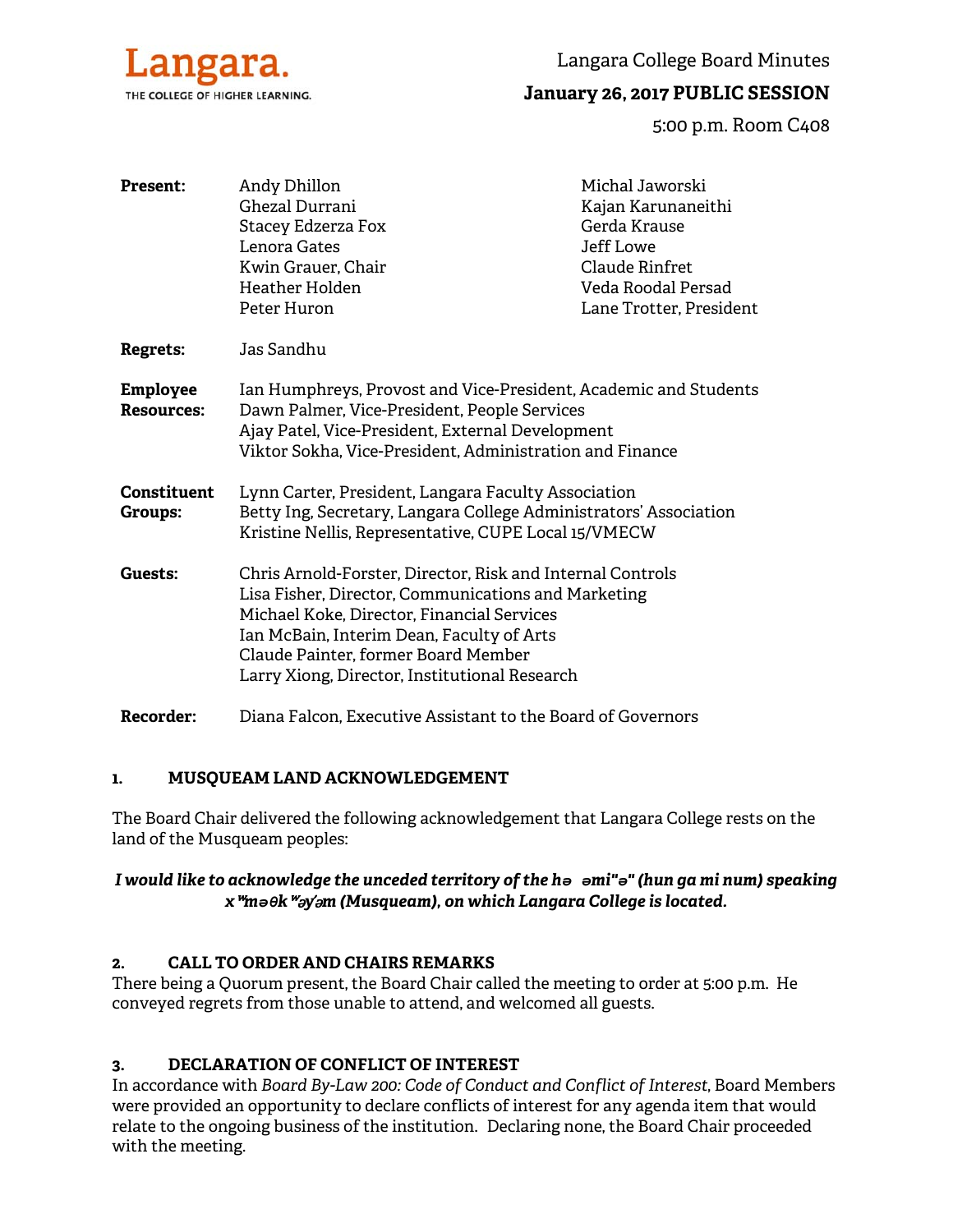Langara.
THE COLLEGE OF HIGHER LEARNING.

# Langara College Board Minutes

## January 26, 2017 PUBLIC SESSION

5:00 p.m. Room C408

| | | |
|---|---|---|
| **Present:** | Andy Dhillon<br>Ghezal Durrani<br>Stacey Edzerza Fox<br>Lenora Gates<br>Kwin Grauer, Chair<br>Heather Holden<br>Peter Huron | Michal Jaworski<br>Kajan Karunaneithi<br>Gerda Krause<br>Jeff Lowe<br>Claude Rinfret<br>Veda Roodal Persad<br>Lane Trotter, President |
| **Regrets:** | Jas Sandhu | |
| **Employee Resources:** | Ian Humphreys, Provost and Vice-President, Academic and Students<br>Dawn Palmer, Vice-President, People Services<br>Ajay Patel, Vice-President, External Development<br>Viktor Sokha, Vice-President, Administration and Finance | |
| **Constituent Groups:** | Lynn Carter, President, Langara Faculty Association<br>Betty Ing, Secretary, Langara College Administrators' Association<br>Kristine Nellis, Representative, CUPE Local 15/VMECW | |
| **Guests:** | Chris Arnold-Forster, Director, Risk and Internal Controls<br>Lisa Fisher, Director, Communications and Marketing<br>Michael Koke, Director, Financial Services<br>Ian McBain, Interim Dean, Faculty of Arts<br>Claude Painter, former Board Member<br>Larry Xiong, Director, Institutional Research | |
| **Recorder:** | Diana Falcon, Executive Assistant to the Board of Governors | |

### 1. MUSQUEAM LAND ACKNOWLEDGEMENT

The Board Chair delivered the following acknowledgement that Langara College rests on the land of the Musqueam peoples:

***I would like to acknowledge the unceded territory of the hə əmi"ə" (hun ga mi num) speaking xʷməθkʷəy̓əm (Musqueam), on which Langara College is located.***

### 2. CALL TO ORDER AND CHAIRS REMARKS

There being a Quorum present, the Board Chair called the meeting to order at 5:00 p.m. He conveyed regrets from those unable to attend, and welcomed all guests.

### 3. DECLARATION OF CONFLICT OF INTEREST

In accordance with *Board By-Law 200: Code of Conduct and Conflict of Interest*, Board Members were provided an opportunity to declare conflicts of interest for any agenda item that would relate to the ongoing business of the institution. Declaring none, the Board Chair proceeded with the meeting.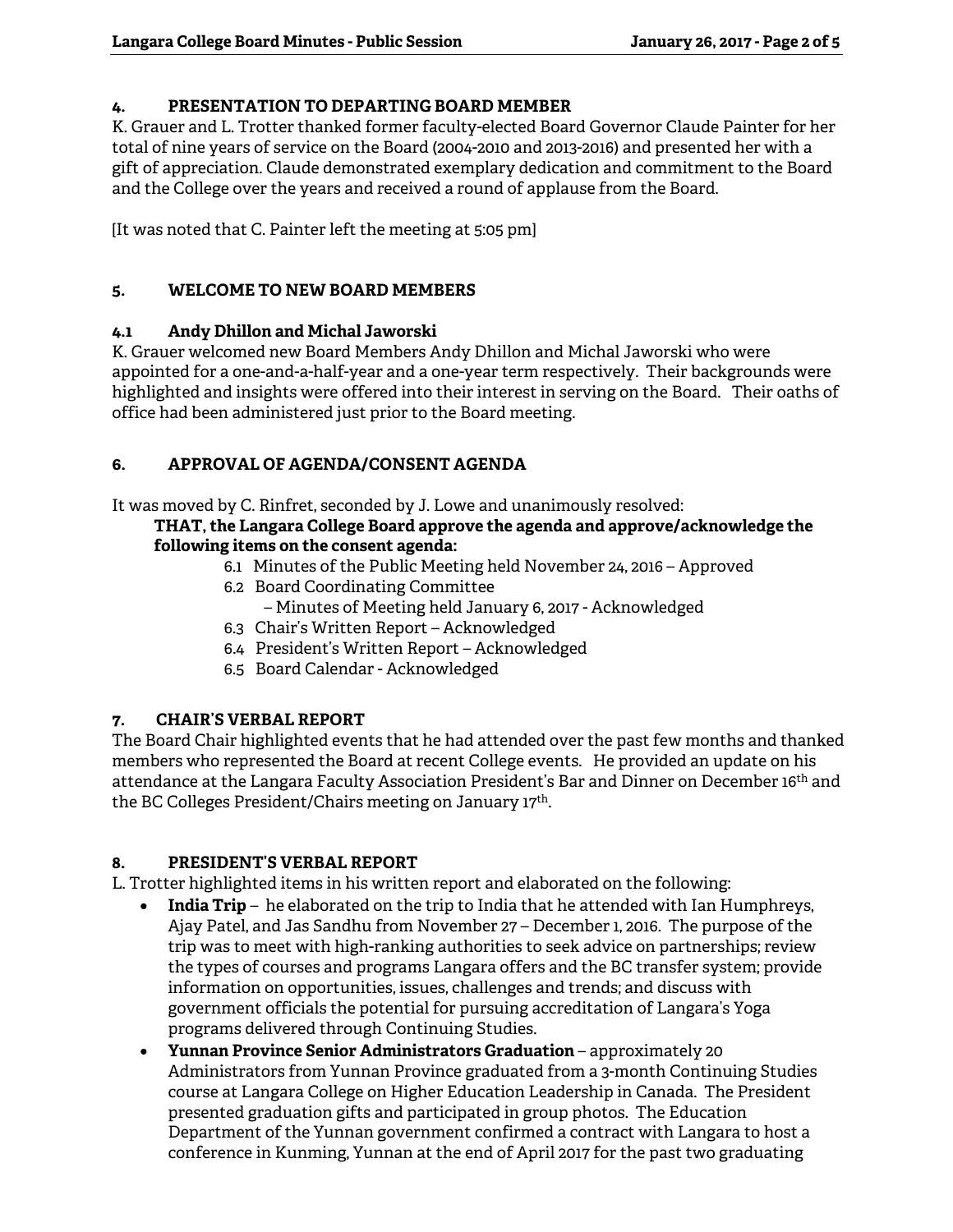## 4. PRESENTATION TO DEPARTING BOARD MEMBER

K. Grauer and L. Trotter thanked former faculty-elected Board Governor Claude Painter for her total of nine years of service on the Board (2004-2010 and 2013-2016) and presented her with a gift of appreciation. Claude demonstrated exemplary dedication and commitment to the Board and the College over the years and received a round of applause from the Board.

[It was noted that C. Painter left the meeting at 5:05 pm]

## 5. WELCOME TO NEW BOARD MEMBERS

### 4.1 Andy Dhillon and Michal Jaworski

K. Grauer welcomed new Board Members Andy Dhillon and Michal Jaworski who were appointed for a one-and-a-half-year and a one-year term respectively. Their backgrounds were highlighted and insights were offered into their interest in serving on the Board. Their oaths of office had been administered just prior to the Board meeting.

## 6. APPROVAL OF AGENDA/CONSENT AGENDA

It was moved by C. Rinfret, seconded by J. Lowe and unanimously resolved:

**THAT, the Langara College Board approve the agenda and approve/acknowledge the following items on the consent agenda:**

6.1 Minutes of the Public Meeting held November 24, 2016 – Approved
6.2 Board Coordinating Committee
– Minutes of Meeting held January 6, 2017 - Acknowledged
6.3 Chair's Written Report – Acknowledged
6.4 President's Written Report – Acknowledged
6.5 Board Calendar - Acknowledged

## 7. CHAIR'S VERBAL REPORT

The Board Chair highlighted events that he had attended over the past few months and thanked members who represented the Board at recent College events. He provided an update on his attendance at the Langara Faculty Association President's Bar and Dinner on December 16th and the BC Colleges President/Chairs meeting on January 17th.

## 8. PRESIDENT'S VERBAL REPORT

L. Trotter highlighted items in his written report and elaborated on the following:

- **India Trip** – he elaborated on the trip to India that he attended with Ian Humphreys, Ajay Patel, and Jas Sandhu from November 27 – December 1, 2016. The purpose of the trip was to meet with high-ranking authorities to seek advice on partnerships; review the types of courses and programs Langara offers and the BC transfer system; provide information on opportunities, issues, challenges and trends; and discuss with government officials the potential for pursuing accreditation of Langara's Yoga programs delivered through Continuing Studies.
- **Yunnan Province Senior Administrators Graduation** – approximately 20 Administrators from Yunnan Province graduated from a 3-month Continuing Studies course at Langara College on Higher Education Leadership in Canada. The President presented graduation gifts and participated in group photos. The Education Department of the Yunnan government confirmed a contract with Langara to host a conference in Kunming, Yunnan at the end of April 2017 for the past two graduating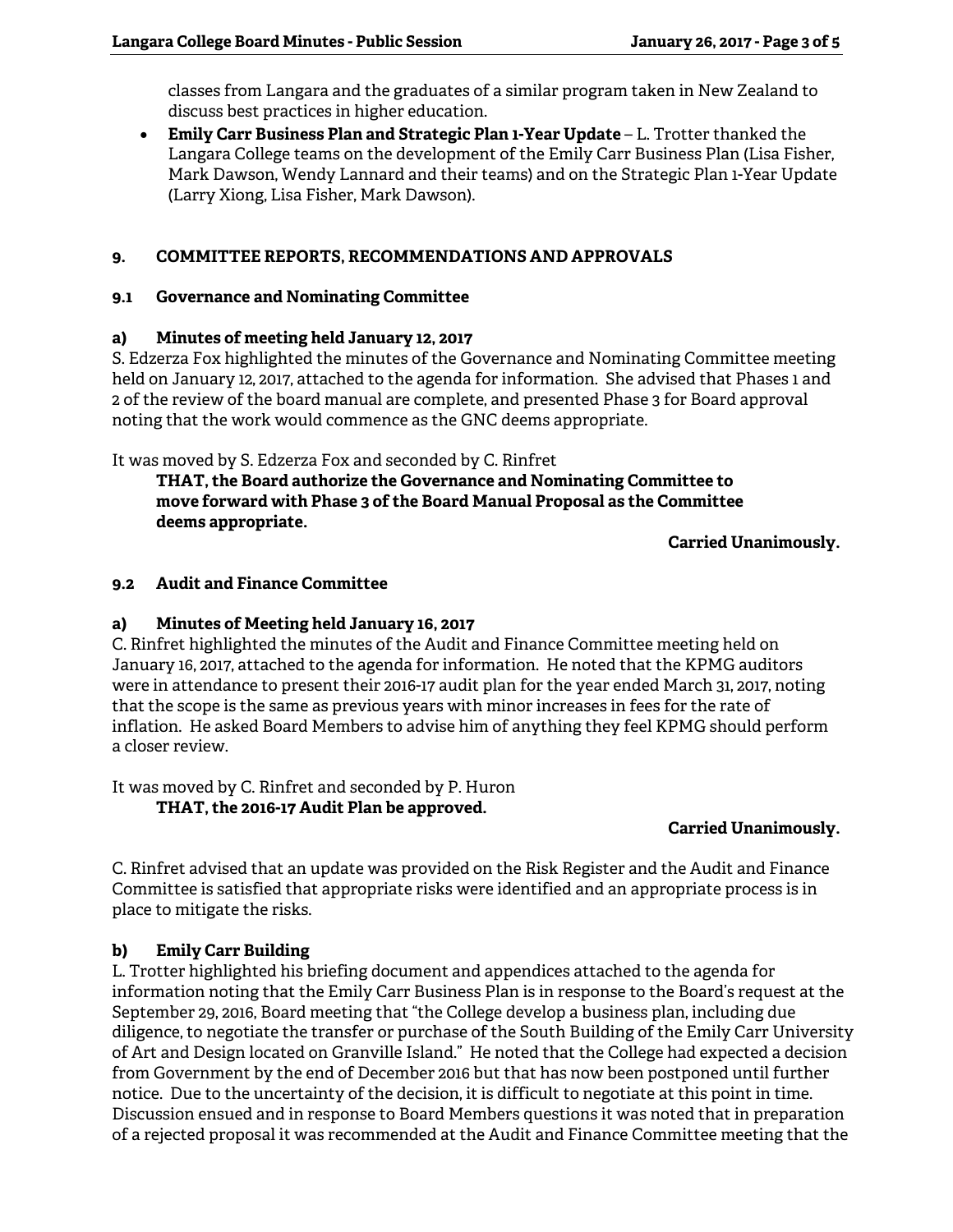classes from Langara and the graduates of a similar program taken in New Zealand to discuss best practices in higher education.

- **Emily Carr Business Plan and Strategic Plan 1-Year Update** – L. Trotter thanked the Langara College teams on the development of the Emily Carr Business Plan (Lisa Fisher, Mark Dawson, Wendy Lannard and their teams) and on the Strategic Plan 1-Year Update (Larry Xiong, Lisa Fisher, Mark Dawson).

## 9. COMMITTEE REPORTS, RECOMMENDATIONS AND APPROVALS

### 9.1 Governance and Nominating Committee

#### a) Minutes of meeting held January 12, 2017

S. Edzerza Fox highlighted the minutes of the Governance and Nominating Committee meeting held on January 12, 2017, attached to the agenda for information. She advised that Phases 1 and 2 of the review of the board manual are complete, and presented Phase 3 for Board approval noting that the work would commence as the GNC deems appropriate.

It was moved by S. Edzerza Fox and seconded by C. Rinfret

> **THAT, the Board authorize the Governance and Nominating Committee to move forward with Phase 3 of the Board Manual Proposal as the Committee deems appropriate.**

**Carried Unanimously.**

### 9.2 Audit and Finance Committee

#### a) Minutes of Meeting held January 16, 2017

C. Rinfret highlighted the minutes of the Audit and Finance Committee meeting held on January 16, 2017, attached to the agenda for information. He noted that the KPMG auditors were in attendance to present their 2016-17 audit plan for the year ended March 31, 2017, noting that the scope is the same as previous years with minor increases in fees for the rate of inflation. He asked Board Members to advise him of anything they feel KPMG should perform a closer review.

It was moved by C. Rinfret and seconded by P. Huron

> **THAT, the 2016-17 Audit Plan be approved.**

**Carried Unanimously.**

C. Rinfret advised that an update was provided on the Risk Register and the Audit and Finance Committee is satisfied that appropriate risks were identified and an appropriate process is in place to mitigate the risks.

#### b) Emily Carr Building

L. Trotter highlighted his briefing document and appendices attached to the agenda for information noting that the Emily Carr Business Plan is in response to the Board's request at the September 29, 2016, Board meeting that "the College develop a business plan, including due diligence, to negotiate the transfer or purchase of the South Building of the Emily Carr University of Art and Design located on Granville Island." He noted that the College had expected a decision from Government by the end of December 2016 but that has now been postponed until further notice. Due to the uncertainty of the decision, it is difficult to negotiate at this point in time. Discussion ensued and in response to Board Members questions it was noted that in preparation of a rejected proposal it was recommended at the Audit and Finance Committee meeting that the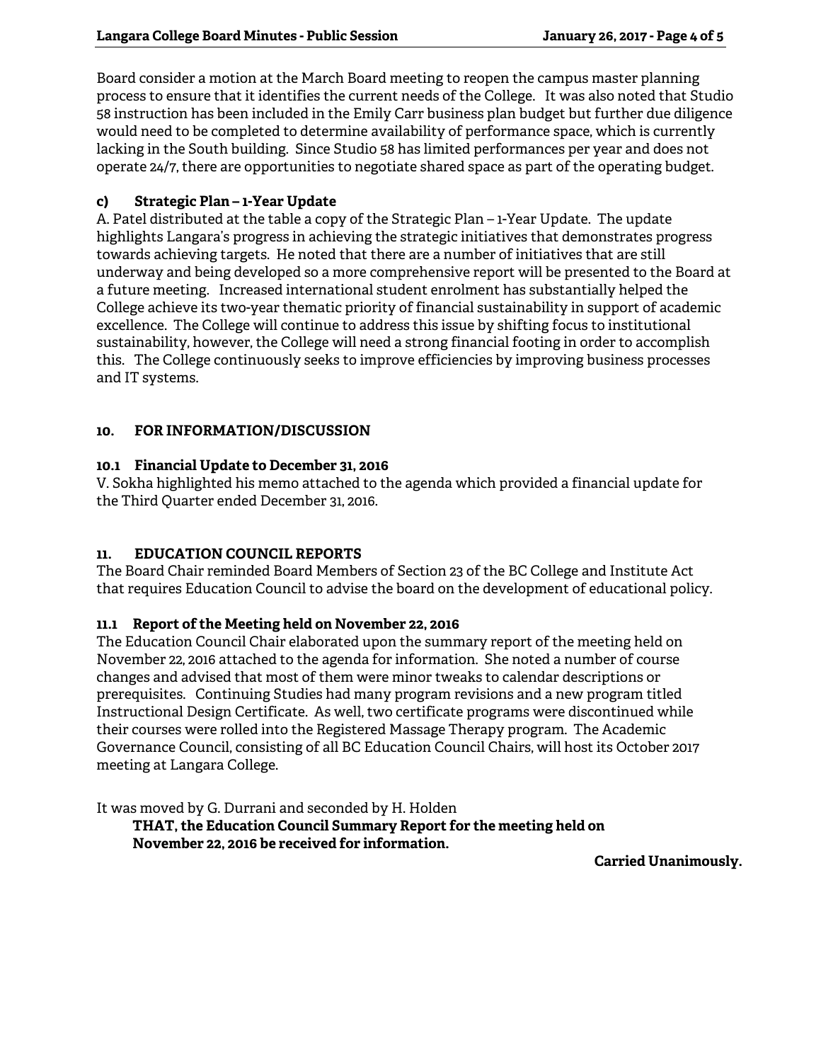Board consider a motion at the March Board meeting to reopen the campus master planning process to ensure that it identifies the current needs of the College. It was also noted that Studio 58 instruction has been included in the Emily Carr business plan budget but further due diligence would need to be completed to determine availability of performance space, which is currently lacking in the South building. Since Studio 58 has limited performances per year and does not operate 24/7, there are opportunities to negotiate shared space as part of the operating budget.

**c) Strategic Plan – 1-Year Update**

A. Patel distributed at the table a copy of the Strategic Plan – 1-Year Update. The update highlights Langara's progress in achieving the strategic initiatives that demonstrates progress towards achieving targets. He noted that there are a number of initiatives that are still underway and being developed so a more comprehensive report will be presented to the Board at a future meeting. Increased international student enrolment has substantially helped the College achieve its two-year thematic priority of financial sustainability in support of academic excellence. The College will continue to address this issue by shifting focus to institutional sustainability, however, the College will need a strong financial footing in order to accomplish this. The College continuously seeks to improve efficiencies by improving business processes and IT systems.

## 10. FOR INFORMATION/DISCUSSION

### 10.1 Financial Update to December 31, 2016

V. Sokha highlighted his memo attached to the agenda which provided a financial update for the Third Quarter ended December 31, 2016.

## 11. EDUCATION COUNCIL REPORTS

The Board Chair reminded Board Members of Section 23 of the BC College and Institute Act that requires Education Council to advise the board on the development of educational policy.

### 11.1 Report of the Meeting held on November 22, 2016

The Education Council Chair elaborated upon the summary report of the meeting held on November 22, 2016 attached to the agenda for information. She noted a number of course changes and advised that most of them were minor tweaks to calendar descriptions or prerequisites. Continuing Studies had many program revisions and a new program titled Instructional Design Certificate. As well, two certificate programs were discontinued while their courses were rolled into the Registered Massage Therapy program. The Academic Governance Council, consisting of all BC Education Council Chairs, will host its October 2017 meeting at Langara College.

It was moved by G. Durrani and seconded by H. Holden

**THAT, the Education Council Summary Report for the meeting held on November 22, 2016 be received for information.**

**Carried Unanimously.**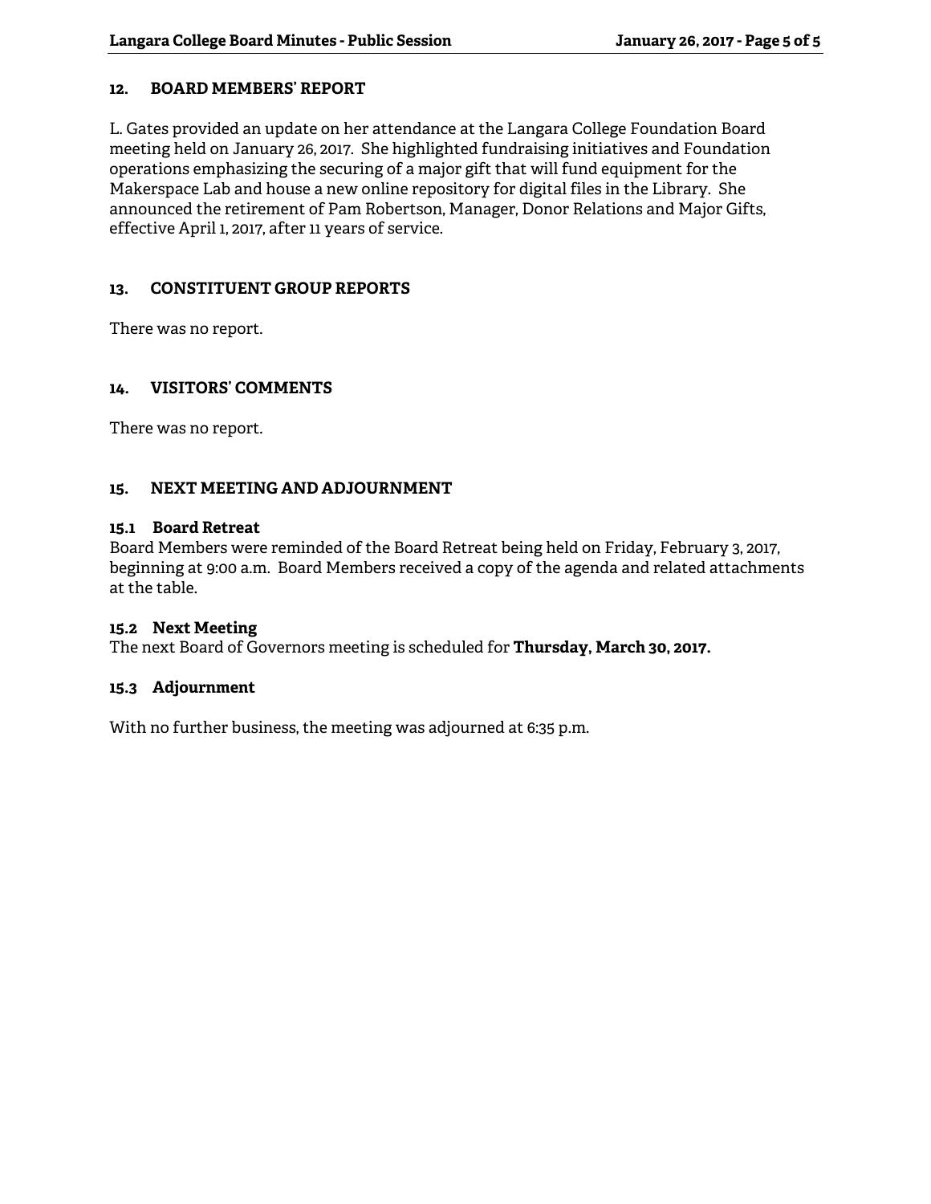## 12. BOARD MEMBERS' REPORT

L. Gates provided an update on her attendance at the Langara College Foundation Board meeting held on January 26, 2017. She highlighted fundraising initiatives and Foundation operations emphasizing the securing of a major gift that will fund equipment for the Makerspace Lab and house a new online repository for digital files in the Library. She announced the retirement of Pam Robertson, Manager, Donor Relations and Major Gifts, effective April 1, 2017, after 11 years of service.

## 13. CONSTITUENT GROUP REPORTS

There was no report.

## 14. VISITORS' COMMENTS

There was no report.

## 15. NEXT MEETING AND ADJOURNMENT

### 15.1 Board Retreat

Board Members were reminded of the Board Retreat being held on Friday, February 3, 2017, beginning at 9:00 a.m. Board Members received a copy of the agenda and related attachments at the table.

### 15.2 Next Meeting

The next Board of Governors meeting is scheduled for **Thursday, March 30, 2017.**

### 15.3 Adjournment

With no further business, the meeting was adjourned at 6:35 p.m.